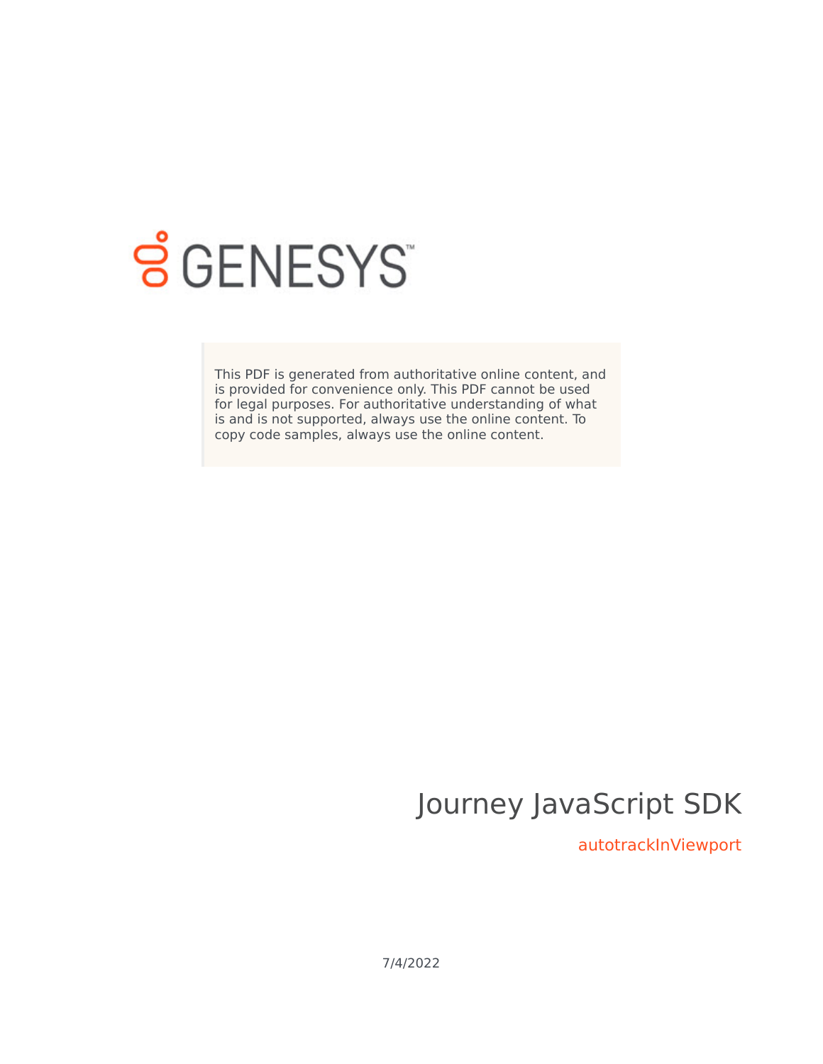GENESYS

This PDF is generated from authoritative online content, and is provided for convenience only. This PDF cannot be used for legal purposes. For authoritative understanding of what is and is not supported, always use the online content. To copy code samples, always use the online content.

# Journey JavaScript SDK

## autotrackInViewport

7/4/2022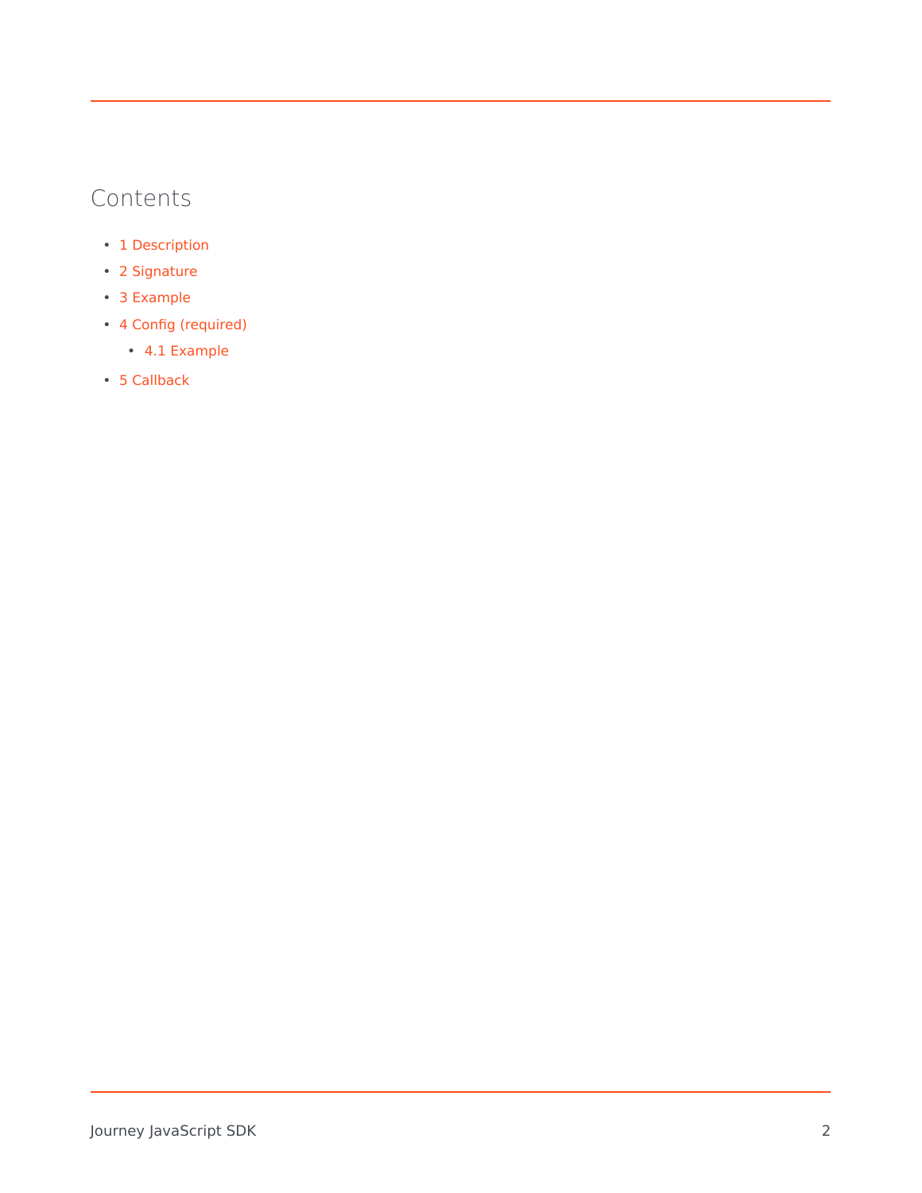## Contents

- 1 Description
- 2 Signature
- 3 Example
- 4 Config (required)
    - 4.1 Example
- 5 Callback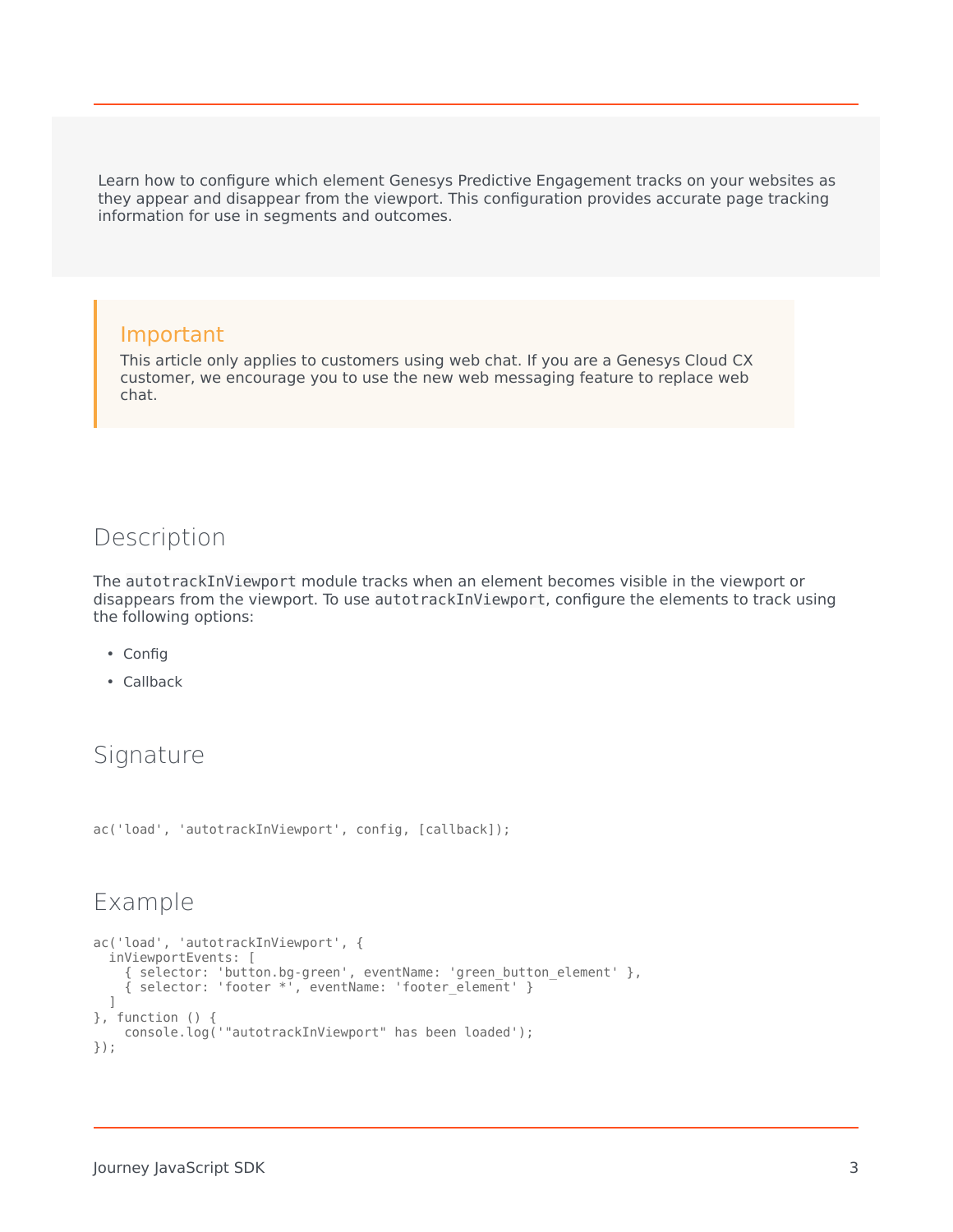Learn how to configure which element Genesys Predictive Engagement tracks on your websites as they appear and disappear from the viewport. This configuration provides accurate page tracking information for use in segments and outcomes.

> **Important**
>
> This article only applies to customers using web chat. If you are a Genesys Cloud CX customer, we encourage you to use the new web messaging feature to replace web chat.

## Description

The `autotrackInViewport` module tracks when an element becomes visible in the viewport or disappears from the viewport. To use `autotrackInViewport`, configure the elements to track using the following options:

- Config
- Callback

## Signature

```
ac('load', 'autotrackInViewport', config, [callback]);
```

## Example

```
ac('load', 'autotrackInViewport', {
  inViewportEvents: [
    { selector: 'button.bg-green', eventName: 'green_button_element' },
    { selector: 'footer *', eventName: 'footer_element' }
  ]
}, function () {
    console.log('"autotrackInViewport" has been loaded');
});
```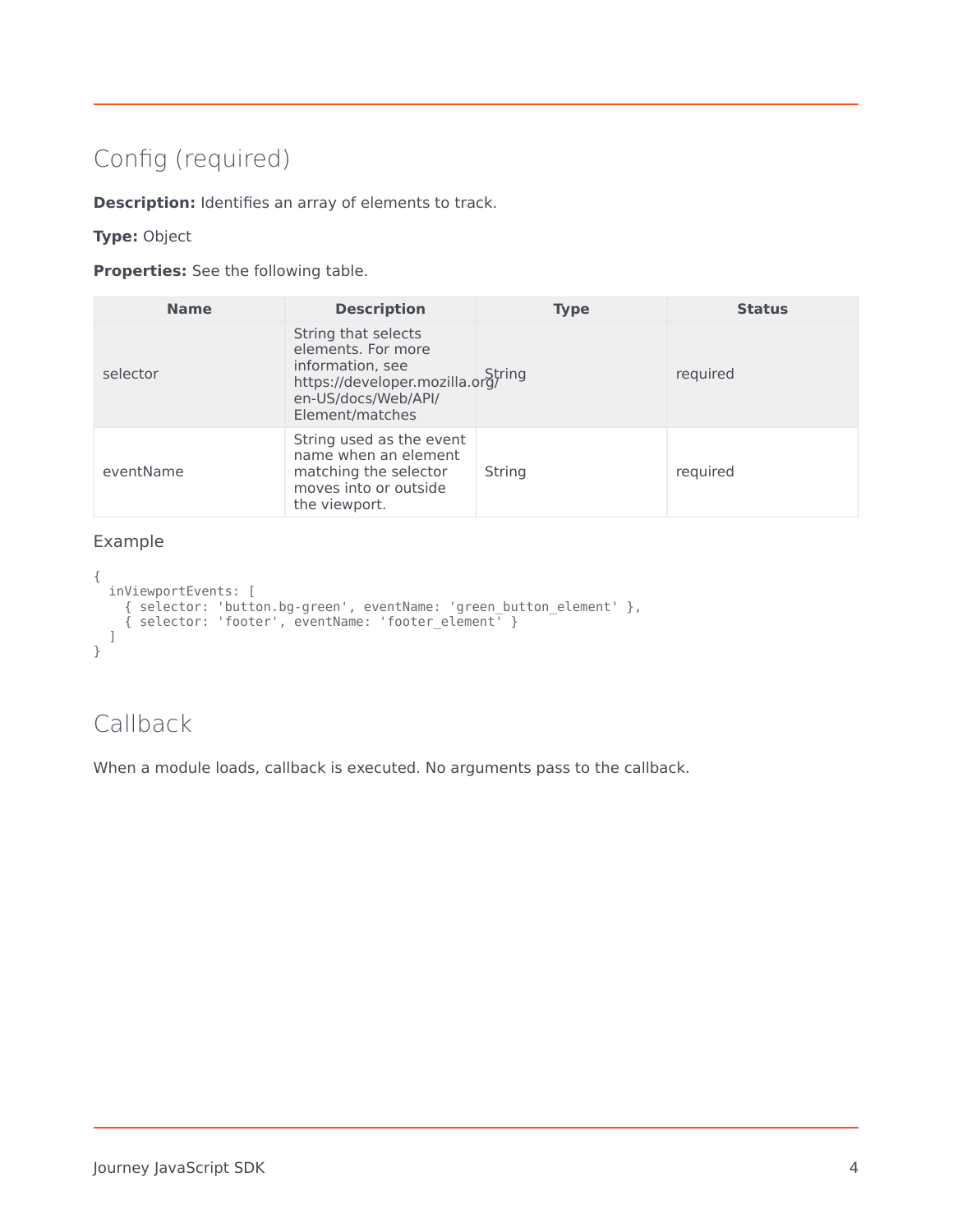## Config (required)

**Description:** Identifies an array of elements to track.

**Type:** Object

**Properties:** See the following table.

| Name | Description | Type | Status |
| --- | --- | --- | --- |
| selector | String that selects elements. For more information, see https://developer.mozilla.org/en-US/docs/Web/API/Element/matches | String | required |
| eventName | String used as the event name when an element matching the selector moves into or outside the viewport. | String | required |

### Example

```
{
  inViewportEvents: [
    { selector: 'button.bg-green', eventName: 'green_button_element' },
    { selector: 'footer', eventName: 'footer_element' }
  ]
}
```

## Callback

When a module loads, callback is executed. No arguments pass to the callback.